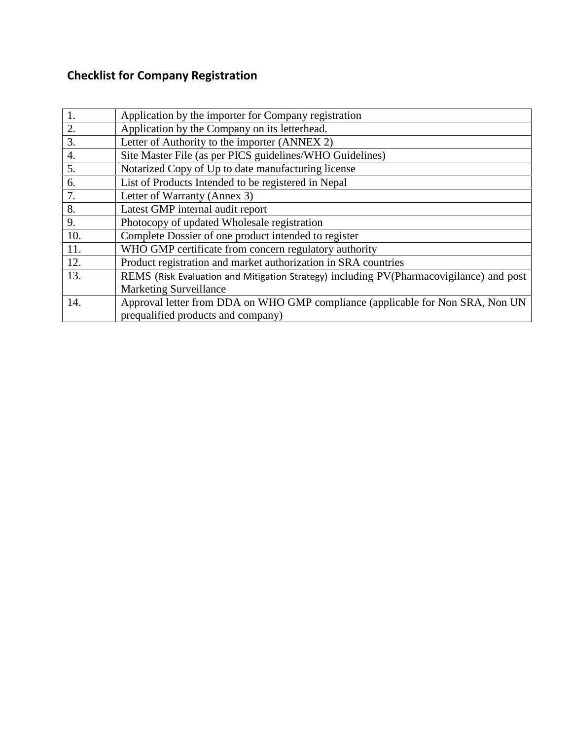## Checklist for Company Registration

| | |
|---|---|
| 1. | Application by the importer for Company registration |
| 2. | Application by the Company on its letterhead. |
| 3. | Letter of Authority to the importer (ANNEX 2) |
| 4. | Site Master File (as per PICS guidelines/WHO Guidelines) |
| 5. | Notarized Copy of Up to date manufacturing license |
| 6. | List of Products Intended to be registered in Nepal |
| 7. | Letter of Warranty (Annex 3) |
| 8. | Latest GMP internal audit report |
| 9. | Photocopy of updated Wholesale registration |
| 10. | Complete Dossier of one product intended to register |
| 11. | WHO GMP certificate from concern regulatory authority |
| 12. | Product registration and market authorization in SRA countries |
| 13. | REMS (Risk Evaluation and Mitigation Strategy) including PV(Pharmacovigilance) and post Marketing Surveillance |
| 14. | Approval letter from DDA on WHO GMP compliance (applicable for Non SRA, Non UN prequalified products and company) |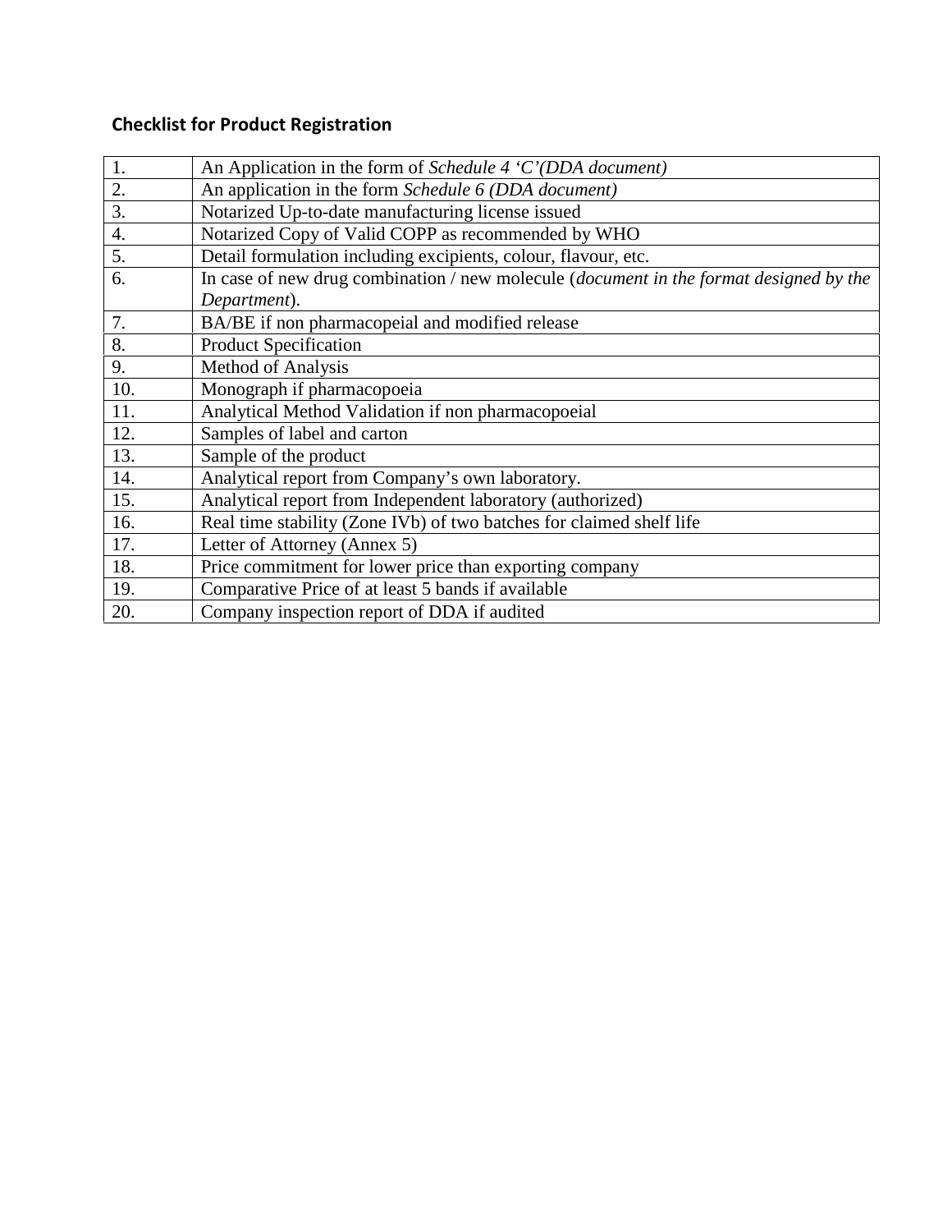**Checklist for Product Registration**

| | |
|---|---|
| 1. | An Application in the form of *Schedule 4 'C'(DDA document)* |
| 2. | An application in the form *Schedule 6 (DDA document)* |
| 3. | Notarized Up-to-date manufacturing license issued |
| 4. | Notarized Copy of Valid COPP as recommended by WHO |
| 5. | Detail formulation including excipients, colour, flavour, etc. |
| 6. | In case of new drug combination / new molecule (*document in the format designed by the Department*). |
| 7. | BA/BE if non pharmacopeial and modified release |
| 8. | Product Specification |
| 9. | Method of Analysis |
| 10. | Monograph if pharmacopoeia |
| 11. | Analytical Method Validation if non pharmacopoeial |
| 12. | Samples of label and carton |
| 13. | Sample of the product |
| 14. | Analytical report from Company's own laboratory. |
| 15. | Analytical report from Independent laboratory (authorized) |
| 16. | Real time stability (Zone IVb) of two batches for claimed shelf life |
| 17. | Letter of Attorney (Annex 5) |
| 18. | Price commitment for lower price than exporting company |
| 19. | Comparative Price of at least 5 bands if available |
| 20. | Company inspection report of DDA if audited |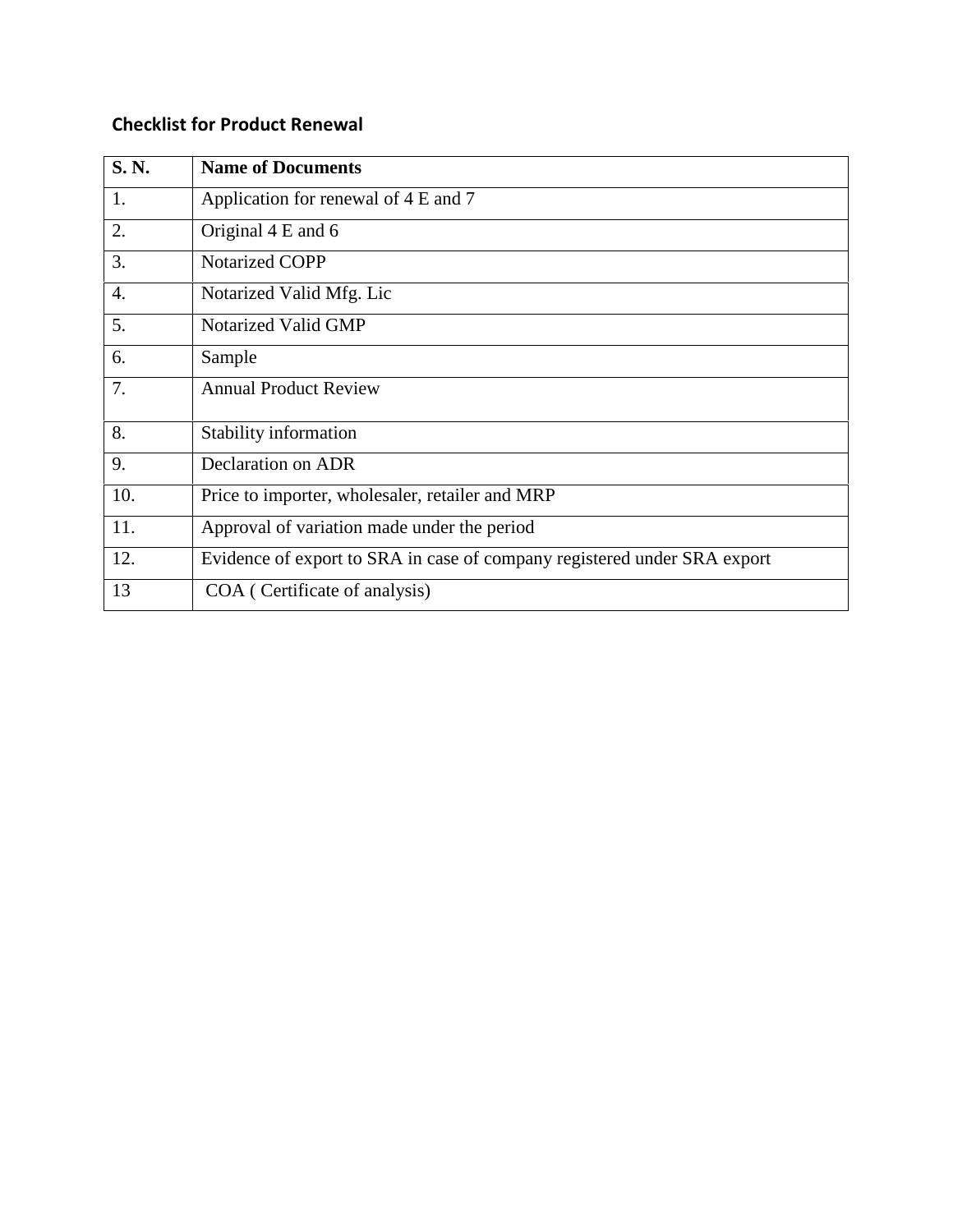### Checklist for Product Renewal

| S. N. | Name of Documents |
| --- | --- |
| 1. | Application for renewal of 4 E and 7 |
| 2. | Original 4 E and 6 |
| 3. | Notarized COPP |
| 4. | Notarized Valid Mfg. Lic |
| 5. | Notarized Valid GMP |
| 6. | Sample |
| 7. | Annual Product Review |
| 8. | Stability information |
| 9. | Declaration on ADR |
| 10. | Price to importer, wholesaler, retailer and MRP |
| 11. | Approval of variation made under the period |
| 12. | Evidence of export to SRA in case of company registered under SRA export |
| 13 | COA ( Certificate of analysis) |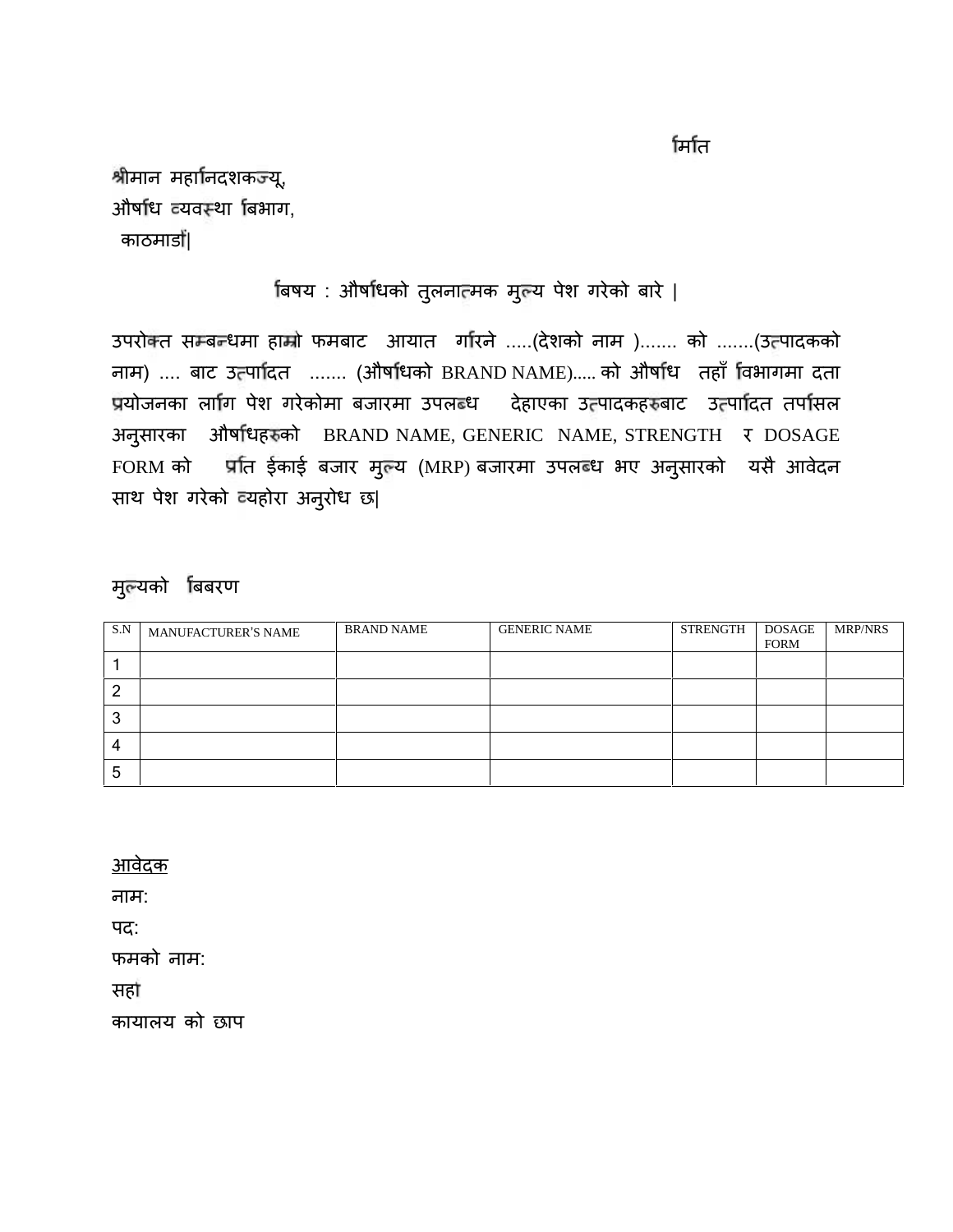मिति

श्रीमान महानिदशकज्यू,
औषधि व्यवस्था बिभाग,
काठमाडौं|

बिषय : औषधिको तुलनात्मक मुल्य पेश गरेको बारे |

उपरोक्त सम्बन्धमा हाम्रो फमबाट आयात गरिने .....(देशको नाम )....... को .......(उत्पादकको नाम) .... बाट उत्पादित ....... (औषधिको BRAND NAME)..... को औषधि तहाँ विभागमा दता प्रयोजनका लागि पेश गरेकोमा बजारमा उपलब्ध देहाएका उत्पादकहरुबाट उत्पादित तर्पासिल अनुसारका औषधिहरुको BRAND NAME, GENERIC NAME, STRENGTH र DOSAGE FORM को प्रति ईकाई बजार मुल्य (MRP) बजारमा उपलब्ध भए अनुसारको यसै आवेदन साथ पेश गरेको व्यहोरा अनुरोध छ|

मुल्यको बिबरण

| S.N | MANUFACTURER'S NAME | BRAND NAME | GENERIC NAME | STRENGTH | DOSAGE FORM | MRP/NRS |
|---|---|---|---|---|---|---|
| 1 | | | | | | |
| 2 | | | | | | |
| 3 | | | | | | |
| 4 | | | | | | |
| 5 | | | | | | |

आवेदक
नाम:
पद:
फमको नाम:
सहा
कायालय को छाप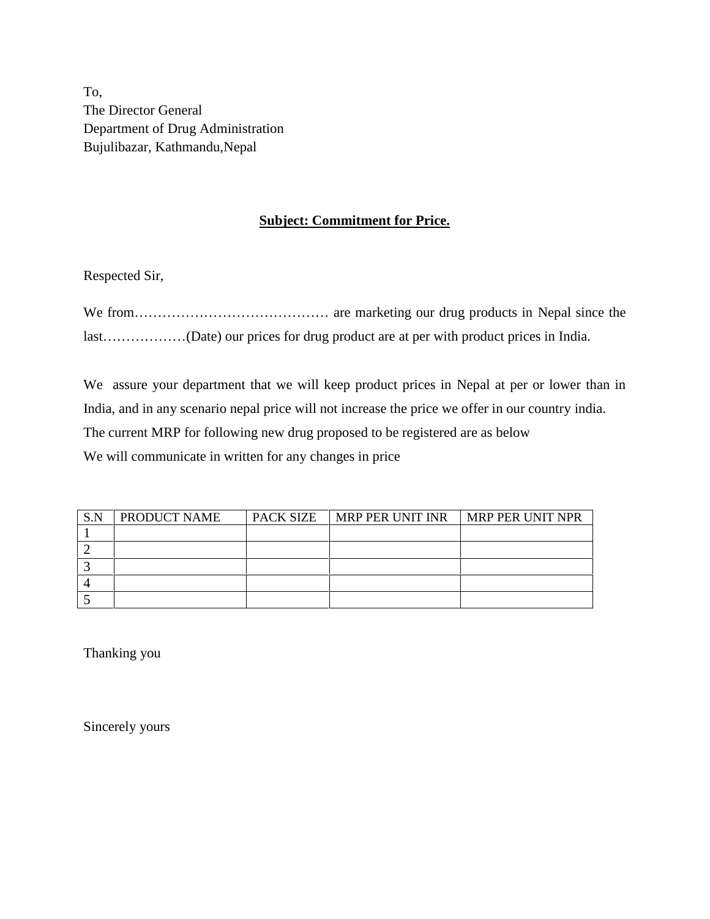To,
The Director General
Department of Drug Administration
Bujulibazar, Kathmandu,Nepal

**<u>Subject: Commitment for Price.</u>**

Respected Sir,

We from…………………………………… are marketing our drug products in Nepal since the last………………(Date) our prices for drug product are at per with product prices in India.

We assure your department that we will keep product prices in Nepal at per or lower than in India, and in any scenario nepal price will not increase the price we offer in our country india.
The current MRP for following new drug proposed to be registered are as below
We will communicate in written for any changes in price

| S.N | PRODUCT NAME | PACK SIZE | MRP PER UNIT INR | MRP PER UNIT NPR |
|---|---|---|---|---|
| 1 | | | | |
| 2 | | | | |
| 3 | | | | |
| 4 | | | | |
| 5 | | | | |

Thanking you

Sincerely yours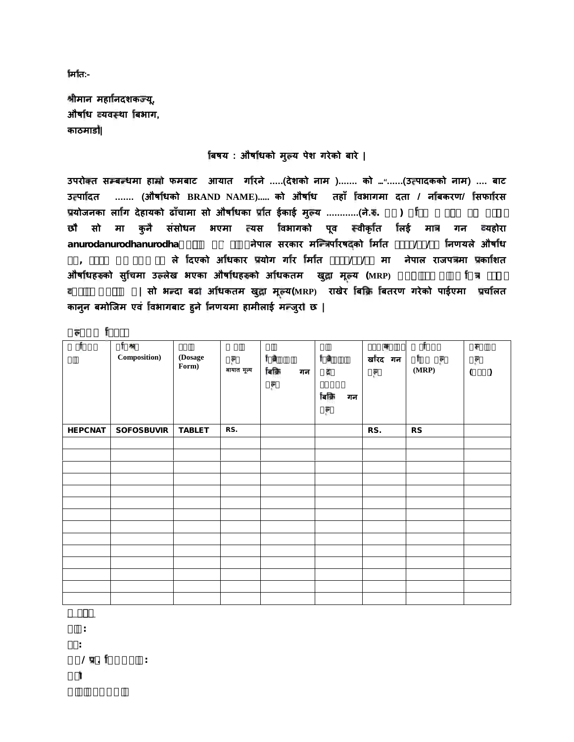मिति:-

श्रीमान महानिदशकज्यू,
औषधि व्यवस्था बिभाग,
काठमाडौं।

**बिषय : औषधिको मुल्य पेश गरेको बारे |**

उपरोक्त सम्बन्धमा हाम्रो फमबाट आयात गरिने .....(देशको नाम )....... को ...“......(उत्पादकको नाम) .... बाट उत्पादित ....... (औषधिको BRAND NAME)..... को औषधि तहाँ विभागमा दता / नविकरण/ सिफारिस प्रयोजनका लागि देहायको ढाँचामा सो औषधिका प्रति ईकाई मुल्य ............(ने.रु. ) छौ सो मा कुनै संसोधन भएमा त्यस विभागको पूव स्वीकृति लिई मात्र गन व्यहोरा anurodanurodhanurodha नेपाल सरकार मन्त्रिपरिषदको मिति / / निणयले औषधि , ले दिएको अधिकार प्रयोग गरि मिति / / मा नेपाल राजपत्रमा प्रकाशित औषधिहरुको सुचिमा उल्लेख भएका औषधिहरुको अधिकतम खुद्रा मूल्य (MRP) | सो भन्दा बढा अधिकतम खुद्रा मूल्य(MRP) राखेर बिक्रि बितरण गरेको पाईएमा प्रचलित कानुन बमोजिम एवं विभागबाट हुने निणयमा हामीलाई मन्जुरा छ |

| | Composition) | (Dosage Form) | आयात मूल्य | बिक्रि गन | बिक्रि गन | खरिद गन | (MRP) | () |
|---|---|---|---|---|---|---|---|---|
| HEPCNAT | SOFOSBUVIR | TABLET | RS. | | | RS. | RS | |
| | | | | | | | | |
| | | | | | | | | |
| | | | | | | | | |
| | | | | | | | | |
| | | | | | | | | |
| | | | | | | | | |
| | | | | | | | | |
| | | | | | | | | |
| | | | | | | | | |
| | | | | | | | | |
| | | | | | | | | |
| | | | | | | | | |
| | | | | | | | | |
| | | | | | | | | |

:

:

/ प्र. :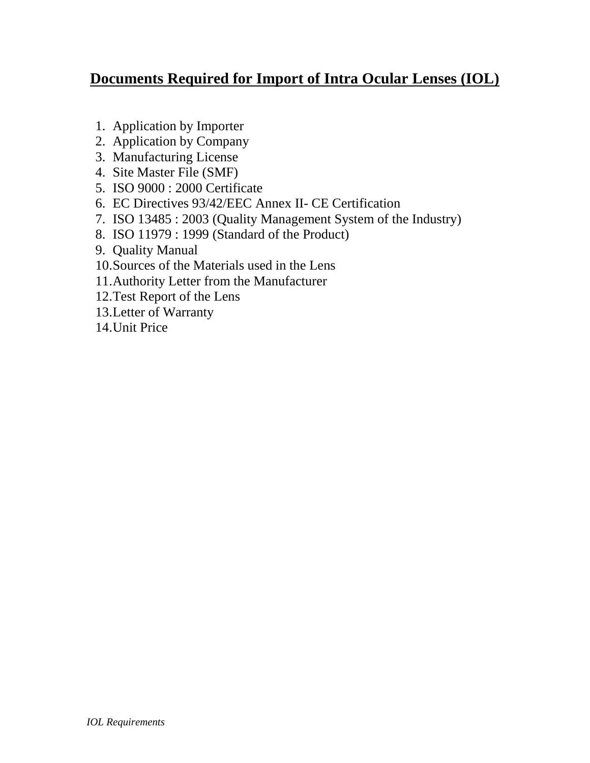# **Documents Required for Import of Intra Ocular Lenses (IOL)**

1. Application by Importer
2. Application by Company
3. Manufacturing License
4. Site Master File (SMF)
5. ISO 9000 : 2000 Certificate
6. EC Directives 93/42/EEC Annex II- CE Certification
7. ISO 13485 : 2003 (Quality Management System of the Industry)
8. ISO 11979 : 1999 (Standard of the Product)
9. Quality Manual
10. Sources of the Materials used in the Lens
11. Authority Letter from the Manufacturer
12. Test Report of the Lens
13. Letter of Warranty
14. Unit Price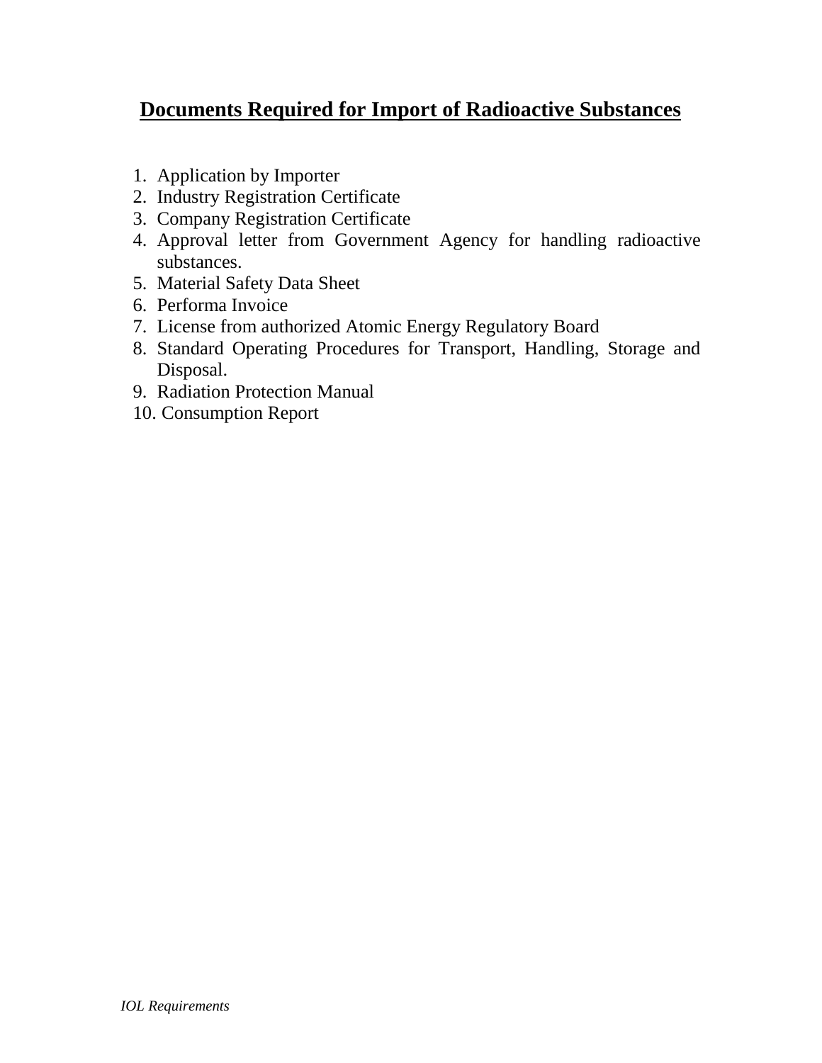# Documents Required for Import of Radioactive Substances

1. Application by Importer
2. Industry Registration Certificate
3. Company Registration Certificate
4. Approval letter from Government Agency for handling radioactive substances.
5. Material Safety Data Sheet
6. Performa Invoice
7. License from authorized Atomic Energy Regulatory Board
8. Standard Operating Procedures for Transport, Handling, Storage and Disposal.
9. Radiation Protection Manual
10. Consumption Report